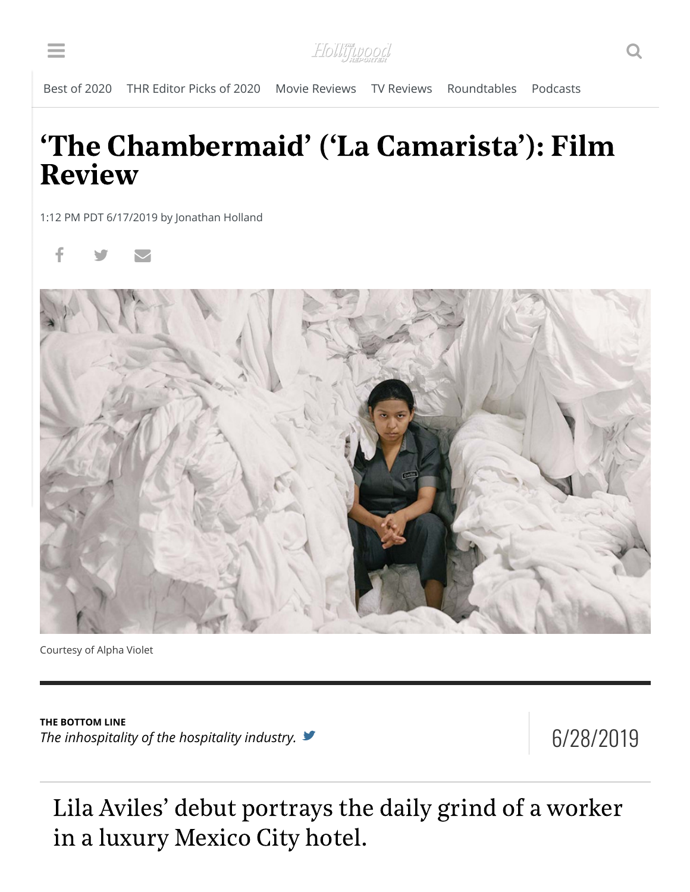Best of 2020 | THR Editor Picks of 2020 | Movie Reviews | TV Reviews | Roundtables | Podcasts

# 'The Chambermaid' ('La Camarista'): Film Review

1:12 PM PDT 6/17/2019 by Jonathan Holland

Courtesy of Alpha Violet

**THE BOTTOM LINE**
*The inhospitality of the hospitality industry.*

6/28/2019

Lila Aviles' debut portrays the daily grind of a worker in a luxury Mexico City hotel.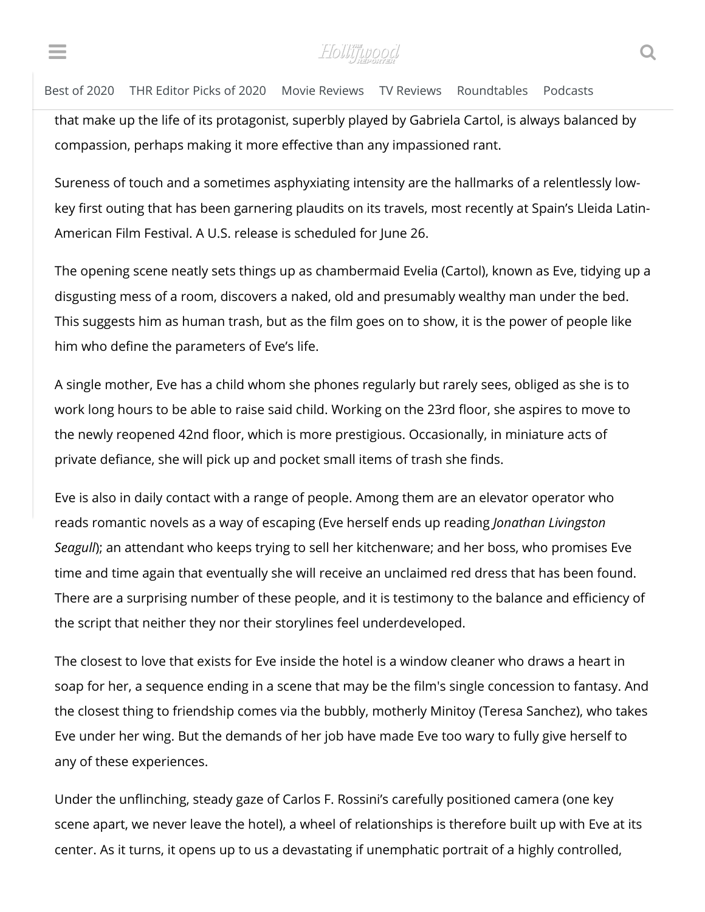that make up the life of its protagonist, superbly played by Gabriela Cartol, is always balanced by compassion, perhaps making it more effective than any impassioned rant.

Sureness of touch and a sometimes asphyxiating intensity are the hallmarks of a relentlessly low-key first outing that has been garnering plaudits on its travels, most recently at Spain's Lleida Latin-American Film Festival. A U.S. release is scheduled for June 26.

The opening scene neatly sets things up as chambermaid Evelia (Cartol), known as Eve, tidying up a disgusting mess of a room, discovers a naked, old and presumably wealthy man under the bed. This suggests him as human trash, but as the film goes on to show, it is the power of people like him who define the parameters of Eve's life.

A single mother, Eve has a child whom she phones regularly but rarely sees, obliged as she is to work long hours to be able to raise said child. Working on the 23rd floor, she aspires to move to the newly reopened 42nd floor, which is more prestigious. Occasionally, in miniature acts of private defiance, she will pick up and pocket small items of trash she finds.

Eve is also in daily contact with a range of people. Among them are an elevator operator who reads romantic novels as a way of escaping (Eve herself ends up reading *Jonathan Livingston Seagull*); an attendant who keeps trying to sell her kitchenware; and her boss, who promises Eve time and time again that eventually she will receive an unclaimed red dress that has been found. There are a surprising number of these people, and it is testimony to the balance and efficiency of the script that neither they nor their storylines feel underdeveloped.

The closest to love that exists for Eve inside the hotel is a window cleaner who draws a heart in soap for her, a sequence ending in a scene that may be the film's single concession to fantasy. And the closest thing to friendship comes via the bubbly, motherly Minitoy (Teresa Sanchez), who takes Eve under her wing. But the demands of her job have made Eve too wary to fully give herself to any of these experiences.

Under the unflinching, steady gaze of Carlos F. Rossini's carefully positioned camera (one key scene apart, we never leave the hotel), a wheel of relationships is therefore built up with Eve at its center. As it turns, it opens up to us a devastating if unemphatic portrait of a highly controlled,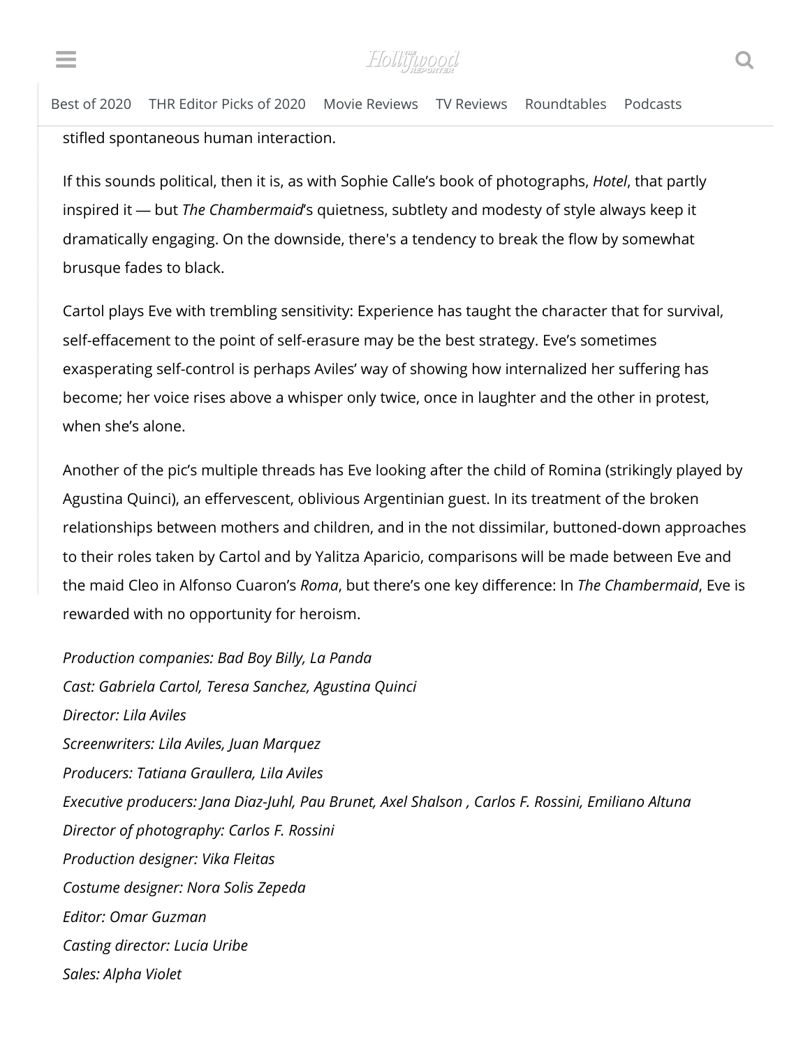stifled spontaneous human interaction.

If this sounds political, then it is, as with Sophie Calle's book of photographs, *Hotel*, that partly inspired it — but *The Chambermaid*'s quietness, subtlety and modesty of style always keep it dramatically engaging. On the downside, there's a tendency to break the flow by somewhat brusque fades to black.

Cartol plays Eve with trembling sensitivity: Experience has taught the character that for survival, self-effacement to the point of self-erasure may be the best strategy. Eve's sometimes exasperating self-control is perhaps Aviles' way of showing how internalized her suffering has become; her voice rises above a whisper only twice, once in laughter and the other in protest, when she's alone.

Another of the pic's multiple threads has Eve looking after the child of Romina (strikingly played by Agustina Quinci), an effervescent, oblivious Argentinian guest. In its treatment of the broken relationships between mothers and children, and in the not dissimilar, buttoned-down approaches to their roles taken by Cartol and by Yalitza Aparicio, comparisons will be made between Eve and the maid Cleo in Alfonso Cuaron's *Roma*, but there's one key difference: In *The Chambermaid*, Eve is rewarded with no opportunity for heroism.

*Production companies: Bad Boy Billy, La Panda*
*Cast: Gabriela Cartol, Teresa Sanchez, Agustina Quinci*
*Director: Lila Aviles*
*Screenwriters: Lila Aviles, Juan Marquez*
*Producers: Tatiana Graullera, Lila Aviles*
*Executive producers: Jana Diaz-Juhl, Pau Brunet, Axel Shalson , Carlos F. Rossini, Emiliano Altuna*
*Director of photography: Carlos F. Rossini*
*Production designer: Vika Fleitas*
*Costume designer: Nora Solis Zepeda*
*Editor: Omar Guzman*
*Casting director: Lucia Uribe*
*Sales: Alpha Violet*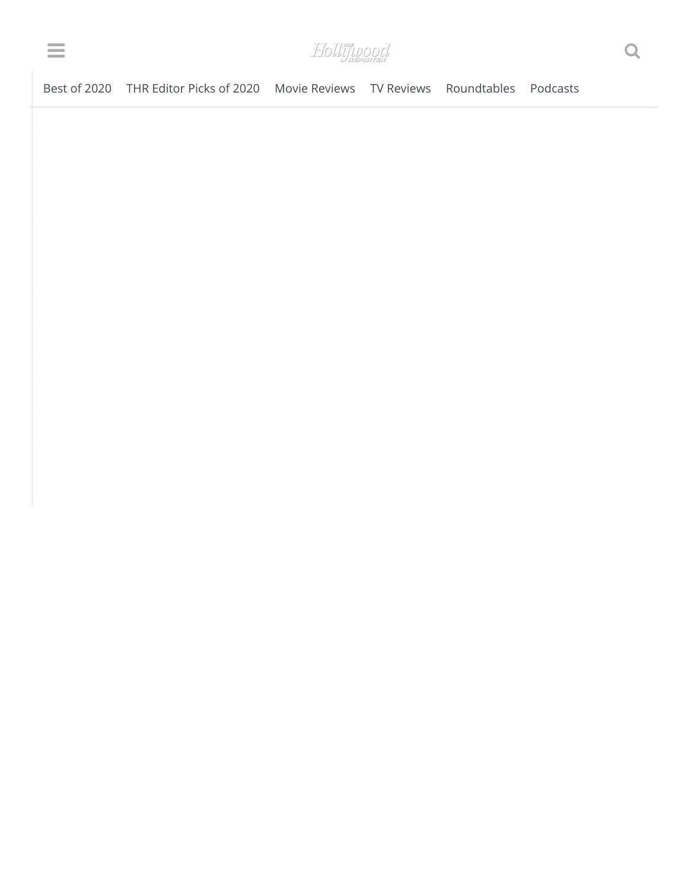Best of 2020 THR Editor Picks of 2020 Movie Reviews TV Reviews Roundtables Podcasts